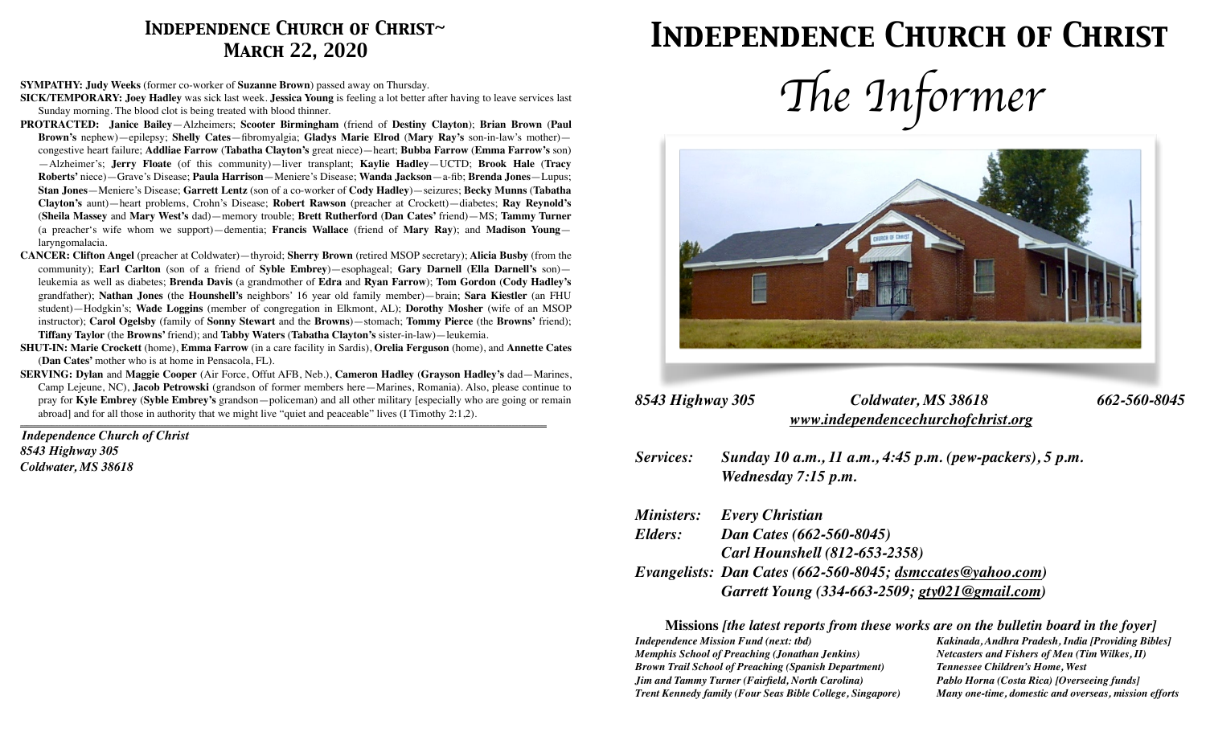## Independence Church of Christ~ March 22, 2020

**SYMPATHY: Judy Weeks** (former co-worker of **Suzanne Brown**) passed away on Thursday.

**SICK/TEMPORARY: Joey Hadley** was sick last week. **Jessica Young** is feeling a lot better after having to leave services last Sunday morning. The blood clot is being treated with blood thinner.

**PROTRACTED: Janice Bailey**—Alzheimers; **Scooter Birmingham** (friend of **Destiny Clayton**); **Brian Brown** (**Paul Brown's** nephew)—epilepsy; **Shelly Cates**—fibromyalgia; **Gladys Marie Elrod** (**Mary Ray's** son-in-law's mother)—congestive heart failure; **Addliae Farrow** (**Tabatha Clayton's** great niece)—heart; **Bubba Farrow** (**Emma Farrow's** son)—Alzheimer's; **Jerry Floate** (of this community)—liver transplant; **Kaylie Hadley**—UCTD; **Brook Hale** (**Tracy Roberts'** niece)—Grave's Disease; **Paula Harrison**—Meniere's Disease; **Wanda Jackson**—a-fib; **Brenda Jones**—Lupus; **Stan Jones**—Meniere's Disease; **Garrett Lentz** (son of a co-worker of **Cody Hadley**)—seizures; **Becky Munns** (**Tabatha Clayton's** aunt)—heart problems, Crohn's Disease; **Robert Rawson** (preacher at Crockett)—diabetes; **Ray Reynold's** (**Sheila Massey** and **Mary West's** dad)—memory trouble; **Brett Rutherford** (**Dan Cates'** friend)—MS; **Tammy Turner** (a preacher's wife whom we support)—dementia; **Francis Wallace** (friend of **Mary Ray**); and **Madison Young**—laryngomalacia.

**CANCER: Clifton Angel** (preacher at Coldwater)—thyroid; **Sherry Brown** (retired MSOP secretary); **Alicia Busby** (from the community); **Earl Carlton** (son of a friend of **Syble Embrey**)—esophageal; **Gary Darnell** (**Ella Darnell's** son)—leukemia as well as diabetes; **Brenda Davis** (a grandmother of **Edra** and **Ryan Farrow**); **Tom Gordon** (**Cody Hadley's** grandfather); **Nathan Jones** (the **Hounshell's** neighbors' 16 year old family member)—brain; **Sara Kiestler** (an FHU student)—Hodgkin's; **Wade Loggins** (member of congregation in Elkmont, AL); **Dorothy Mosher** (wife of an MSOP instructor); **Carol Ogelsby** (family of **Sonny Stewart** and the **Browns**)—stomach; **Tommy Pierce** (the **Browns'** friend); **Tiffany Taylor** (the **Browns'** friend); and **Tabby Waters** (**Tabatha Clayton's** sister-in-law)—leukemia.

**SHUT-IN: Marie Crockett** (home), **Emma Farrow** (in a care facility in Sardis), **Orelia Ferguson** (home), and **Annette Cates** (**Dan Cates'** mother who is at home in Pensacola, FL).

**SERVING: Dylan** and **Maggie Cooper** (Air Force, Offut AFB, Neb.), **Cameron Hadley** (**Grayson Hadley's** dad—Marines, Camp Lejeune, NC), **Jacob Petrowski** (grandson of former members here—Marines, Romania). Also, please continue to pray for **Kyle Embrey** (**Syble Embrey's** grandson—policeman) and all other military [especially who are going or remain abroad] and for all those in authority that we might live "quiet and peaceable" lives (I Timothy 2:1,2).

***Independence Church of Christ***
***8543 Highway 305***
***Coldwater, MS 38618***

# Independence Church of Christ

# *The Informer*

***8543 Highway 305 Coldwater, MS 38618 662-560-8045***
***www.independencechurchofchrist.org***

***Services:*** ***Sunday 10 a.m., 11 a.m., 4:45 p.m. (pew-packers), 5 p.m.***
***Wednesday 7:15 p.m.***

***Ministers:*** ***Every Christian***
***Elders:*** ***Dan Cates (662-560-8045)***
***Carl Hounshell (812-653-2358)***
***Evangelists:*** ***Dan Cates (662-560-8045; dsmccates@yahoo.com)***
***Garrett Young (334-663-2509; gty021@gmail.com)***

**Missions** ***[the latest reports from these works are on the bulletin board in the foyer]***

- *Independence Mission Fund (next: tbd)*
- *Memphis School of Preaching (Jonathan Jenkins)*
- *Brown Trail School of Preaching (Spanish Department)*
- *Jim and Tammy Turner (Fairfield, North Carolina)*
- *Trent Kennedy family (Four Seas Bible College, Singapore)*
- *Kakinada, Andhra Pradesh, India [Providing Bibles]*
- *Netcasters and Fishers of Men (Tim Wilkes, II)*
- *Tennessee Children's Home, West*
- *Pablo Horna (Costa Rica) [Overseeing funds]*
- *Many one-time, domestic and overseas, mission efforts*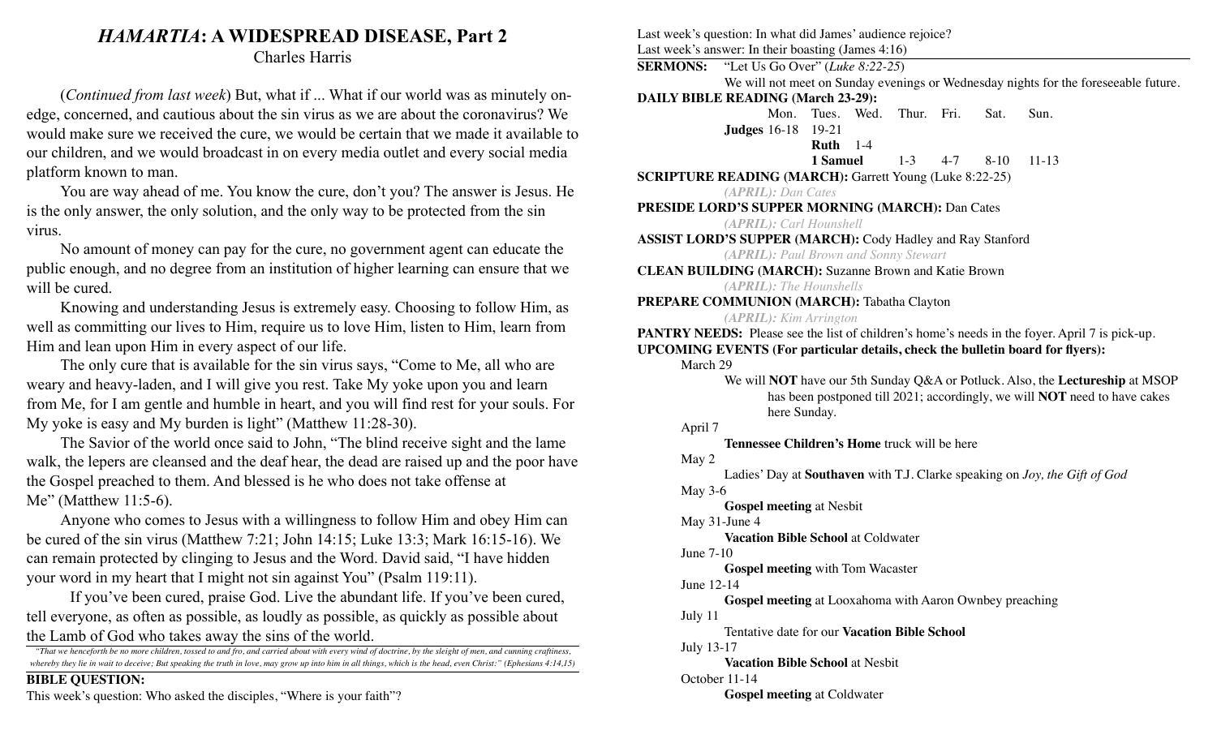# *HAMARTIA*: A WIDESPREAD DISEASE, Part 2

Charles Harris

(*Continued from last week*) But, what if ... What if our world was as minutely on-edge, concerned, and cautious about the sin virus as we are about the coronavirus? We would make sure we received the cure, we would be certain that we made it available to our children, and we would broadcast in on every media outlet and every social media platform known to man.

You are way ahead of me. You know the cure, don't you? The answer is Jesus. He is the only answer, the only solution, and the only way to be protected from the sin virus.

No amount of money can pay for the cure, no government agent can educate the public enough, and no degree from an institution of higher learning can ensure that we will be cured.

Knowing and understanding Jesus is extremely easy. Choosing to follow Him, as well as committing our lives to Him, require us to love Him, listen to Him, learn from Him and lean upon Him in every aspect of our life.

The only cure that is available for the sin virus says, "Come to Me, all who are weary and heavy-laden, and I will give you rest. Take My yoke upon you and learn from Me, for I am gentle and humble in heart, and you will find rest for your souls. For My yoke is easy and My burden is light" (Matthew 11:28-30).

The Savior of the world once said to John, "The blind receive sight and the lame walk, the lepers are cleansed and the deaf hear, the dead are raised up and the poor have the Gospel preached to them. And blessed is he who does not take offense at Me" (Matthew 11:5-6).

Anyone who comes to Jesus with a willingness to follow Him and obey Him can be cured of the sin virus (Matthew 7:21; John 14:15; Luke 13:3; Mark 16:15-16). We can remain protected by clinging to Jesus and the Word. David said, "I have hidden your word in my heart that I might not sin against You" (Psalm 119:11).

If you've been cured, praise God. Live the abundant life. If you've been cured, tell everyone, as often as possible, as loudly as possible, as quickly as possible about the Lamb of God who takes away the sins of the world.

*"That we henceforth be no more children, tossed to and fro, and carried about with every wind of doctrine, by the sleight of men, and cunning craftiness, whereby they lie in wait to deceive; But speaking the truth in love, may grow up into him in all things, which is the head, even Christ:" (Ephesians 4:14,15)*

**BIBLE QUESTION:**

This week's question: Who asked the disciples, "Where is your faith"?

Last week's question: In what did James' audience rejoice?
Last week's answer: In their boasting (James 4:16)

**SERMONS:** "Let Us Go Over" (*Luke 8:22-25*)

We will not meet on Sunday evenings or Wednesday nights for the foreseeable future.

**DAILY BIBLE READING (March 23-29):**

| | Mon. | Tues. | Wed. | Thur. | Fri. | Sat. | Sun. |
|---|---|---|---|---|---|---|---|
| **Judges** | 16-18 | 19-21 | | | | | |
| **Ruth** | | | 1-4 | | | | |
| **1 Samuel** | | | | 1-3 | 4-7 | 8-10 | 11-13 |

**SCRIPTURE READING (MARCH):** Garrett Young (Luke 8:22-25)
*(APRIL): Dan Cates*

**PRESIDE LORD'S SUPPER MORNING (MARCH):** Dan Cates
*(APRIL): Carl Hounshell*

**ASSIST LORD'S SUPPER (MARCH):** Cody Hadley and Ray Stanford
*(APRIL): Paul Brown and Sonny Stewart*

**CLEAN BUILDING (MARCH):** Suzanne Brown and Katie Brown
*(APRIL): The Hounshells*

**PREPARE COMMUNION (MARCH):** Tabatha Clayton
*(APRIL): Kim Arrington*

**PANTRY NEEDS:** Please see the list of children's home's needs in the foyer. April 7 is pick-up.

**UPCOMING EVENTS (For particular details, check the bulletin board for flyers):**

March 29
We will **NOT** have our 5th Sunday Q&A or Potluck. Also, the **Lectureship** at MSOP has been postponed till 2021; accordingly, we will **NOT** need to have cakes here Sunday.

April 7
**Tennessee Children's Home** truck will be here

May 2
Ladies' Day at **Southaven** with T.J. Clarke speaking on *Joy, the Gift of God*

May 3-6
**Gospel meeting** at Nesbit

May 31-June 4
**Vacation Bible School** at Coldwater

June 7-10
**Gospel meeting** with Tom Wacaster

June 12-14
**Gospel meeting** at Looxahoma with Aaron Ownbey preaching

July 11
Tentative date for our **Vacation Bible School**

July 13-17
**Vacation Bible School** at Nesbit

October 11-14
**Gospel meeting** at Coldwater